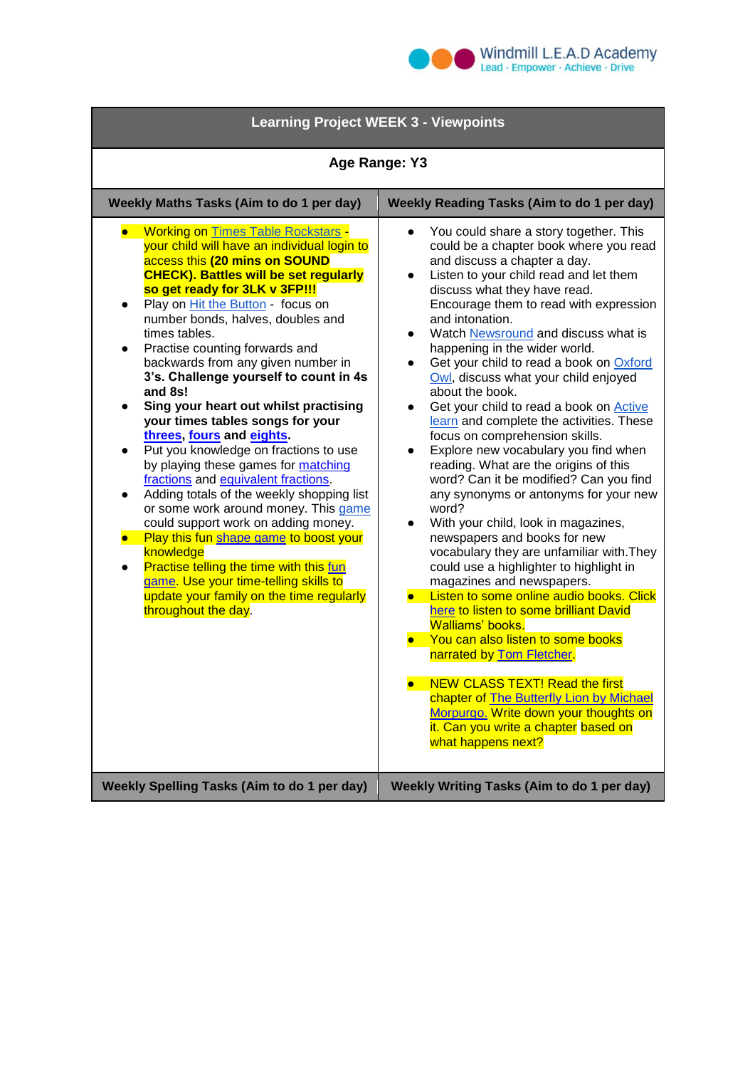Windmill L.E.A.D Academy
Lead · Empower · Achieve · Drive

# Learning Project WEEK 3 - Viewpoints

## Age Range: Y3

| Weekly Maths Tasks (Aim to do 1 per day) | Weekly Reading Tasks (Aim to do 1 per day) |
|---|---|
| • Working on Times Table Rockstars - your child will have an individual login to access this **(20 mins on SOUND CHECK). Battles will be set regularly so get ready for 3LK v 3FP!!!**<br>• Play on Hit the Button - focus on number bonds, halves, doubles and times tables.<br>• Practise counting forwards and backwards from any given number in **3's. Challenge yourself to count in 4s and 8s!**<br>• **Sing your heart out whilst practising your times tables songs for your threes, fours and eights.**<br>• Put you knowledge on fractions to use by playing these games for matching fractions and equivalent fractions.<br>• Adding totals of the weekly shopping list or some work around money. This game could support work on adding money.<br>• Play this fun shape game to boost your knowledge<br>• Practise telling the time with this fun game. Use your time-telling skills to update your family on the time regularly throughout the day. | • You could share a story together. This could be a chapter book where you read and discuss a chapter a day.<br>• Listen to your child read and let them discuss what they have read. Encourage them to read with expression and intonation.<br>• Watch Newsround and discuss what is happening in the wider world.<br>• Get your child to read a book on Oxford Owl, discuss what your child enjoyed about the book.<br>• Get your child to read a book on Active learn and complete the activities. These focus on comprehension skills.<br>• Explore new vocabulary you find when reading. What are the origins of this word? Can it be modified? Can you find any synonyms or antonyms for your new word?<br>• With your child, look in magazines, newspapers and books for new vocabulary they are unfamiliar with.They could use a highlighter to highlight in magazines and newspapers.<br>• Listen to some online audio books. Click here to listen to some brilliant David Walliams' books.<br>• You can also listen to some books narrated by Tom Fletcher.<br><br>• NEW CLASS TEXT! Read the first chapter of The Butterfly Lion by Michael Morpurgo. Write down your thoughts on it. Can you write a chapter based on what happens next? |
| **Weekly Spelling Tasks (Aim to do 1 per day)** | **Weekly Writing Tasks (Aim to do 1 per day)** |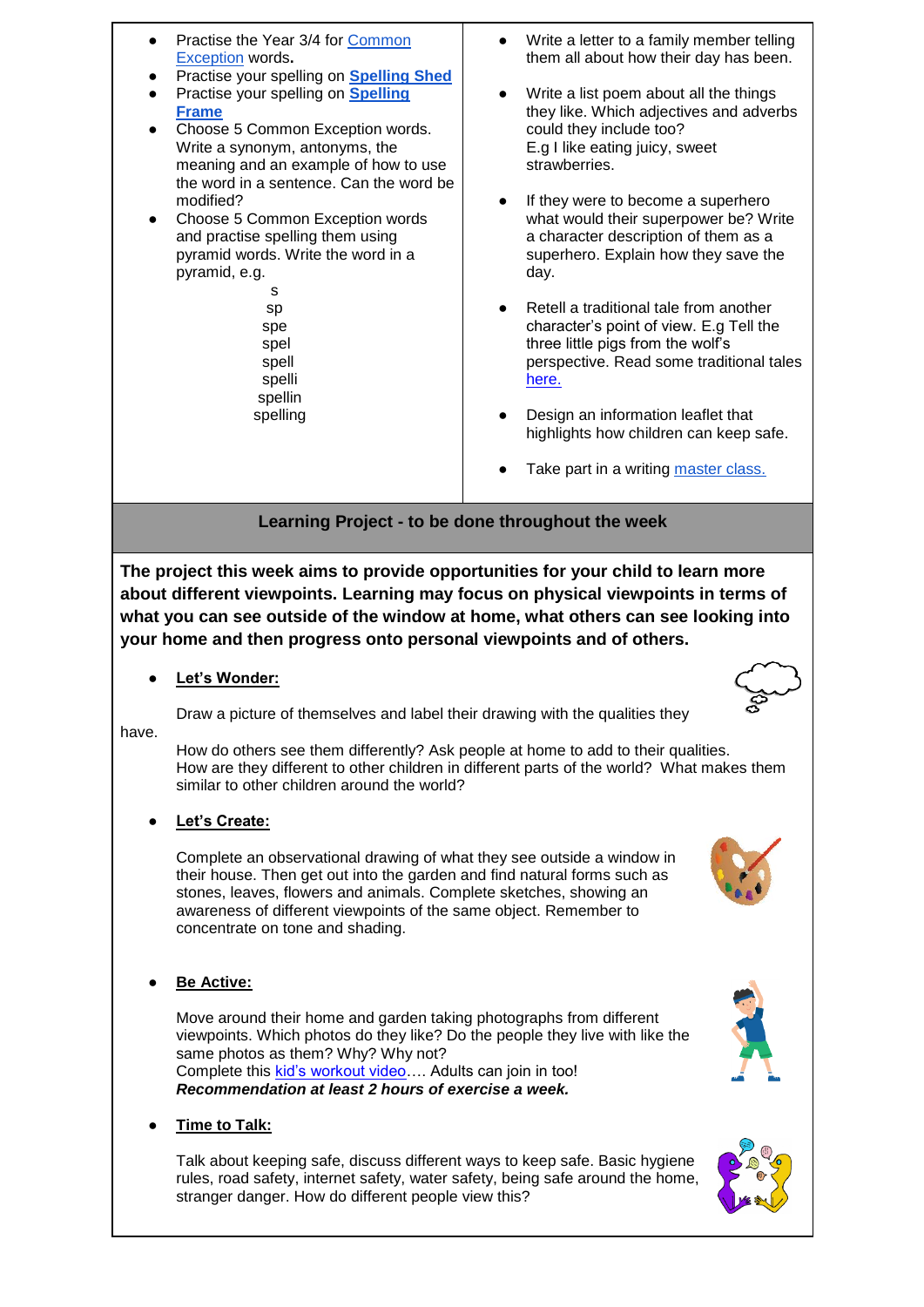- Practise the Year 3/4 for Common Exception words**.**
- Practise your spelling on **Spelling Shed**
- Practise your spelling on **Spelling Frame**
- Choose 5 Common Exception words. Write a synonym, antonyms, the meaning and an example of how to use the word in a sentence. Can the word be modified?
- Choose 5 Common Exception words and practise spelling them using pyramid words. Write the word in a pyramid, e.g.

  s
  sp
  spe
  spel
  spell
  spelli
  spellin
  spelling

- Write a letter to a family member telling them all about how their day has been.
- Write a list poem about all the things they like. Which adjectives and adverbs could they include too? E.g I like eating juicy, sweet strawberries.
- If they were to become a superhero what would their superpower be? Write a character description of them as a superhero. Explain how they save the day.
- Retell a traditional tale from another character's point of view. E.g Tell the three little pigs from the wolf's perspective. Read some traditional tales here.
- Design an information leaflet that highlights how children can keep safe.
- Take part in a writing master class.

## Learning Project - to be done throughout the week

**The project this week aims to provide opportunities for your child to learn more about different viewpoints. Learning may focus on physical viewpoints in terms of what you can see outside of the window at home, what others can see looking into your home and then progress onto personal viewpoints and of others.**

- **Let's Wonder:**

  Draw a picture of themselves and label their drawing with the qualities they have.

  How do others see them differently? Ask people at home to add to their qualities. How are they different to other children in different parts of the world? What makes them similar to other children around the world?

- **Let's Create:**

  Complete an observational drawing of what they see outside a window in their house. Then get out into the garden and find natural forms such as stones, leaves, flowers and animals. Complete sketches, showing an awareness of different viewpoints of the same object. Remember to concentrate on tone and shading.

- **Be Active:**

  Move around their home and garden taking photographs from different viewpoints. Which photos do they like? Do the people they live with like the same photos as them? Why? Why not?
  Complete this kid's workout video.… Adults can join in too!
  ***Recommendation at least 2 hours of exercise a week.***

- **Time to Talk:**

  Talk about keeping safe, discuss different ways to keep safe. Basic hygiene rules, road safety, internet safety, water safety, being safe around the home, stranger danger. How do different people view this?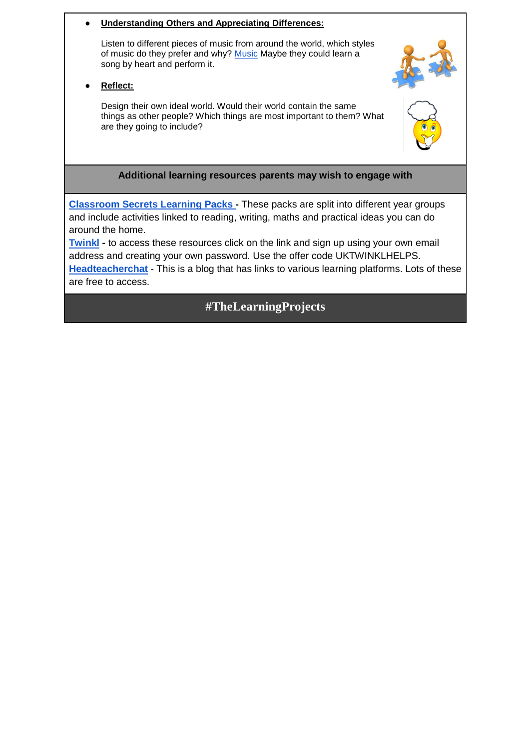- **Understanding Others and Appreciating Differences:**

  Listen to different pieces of music from around the world, which styles of music do they prefer and why? Music Maybe they could learn a song by heart and perform it.

- **Reflect:**

  Design their own ideal world. Would their world contain the same things as other people? Which things are most important to them? What are they going to include?

**Additional learning resources parents may wish to engage with**

**Classroom Secrets Learning Packs -** These packs are split into different year groups and include activities linked to reading, writing, maths and practical ideas you can do around the home.
**Twinkl -** to access these resources click on the link and sign up using your own email address and creating your own password. Use the offer code UKTWINKLHELPS.
**Headteacherchat** - This is a blog that has links to various learning platforms. Lots of these are free to access.

**#TheLearningProjects**